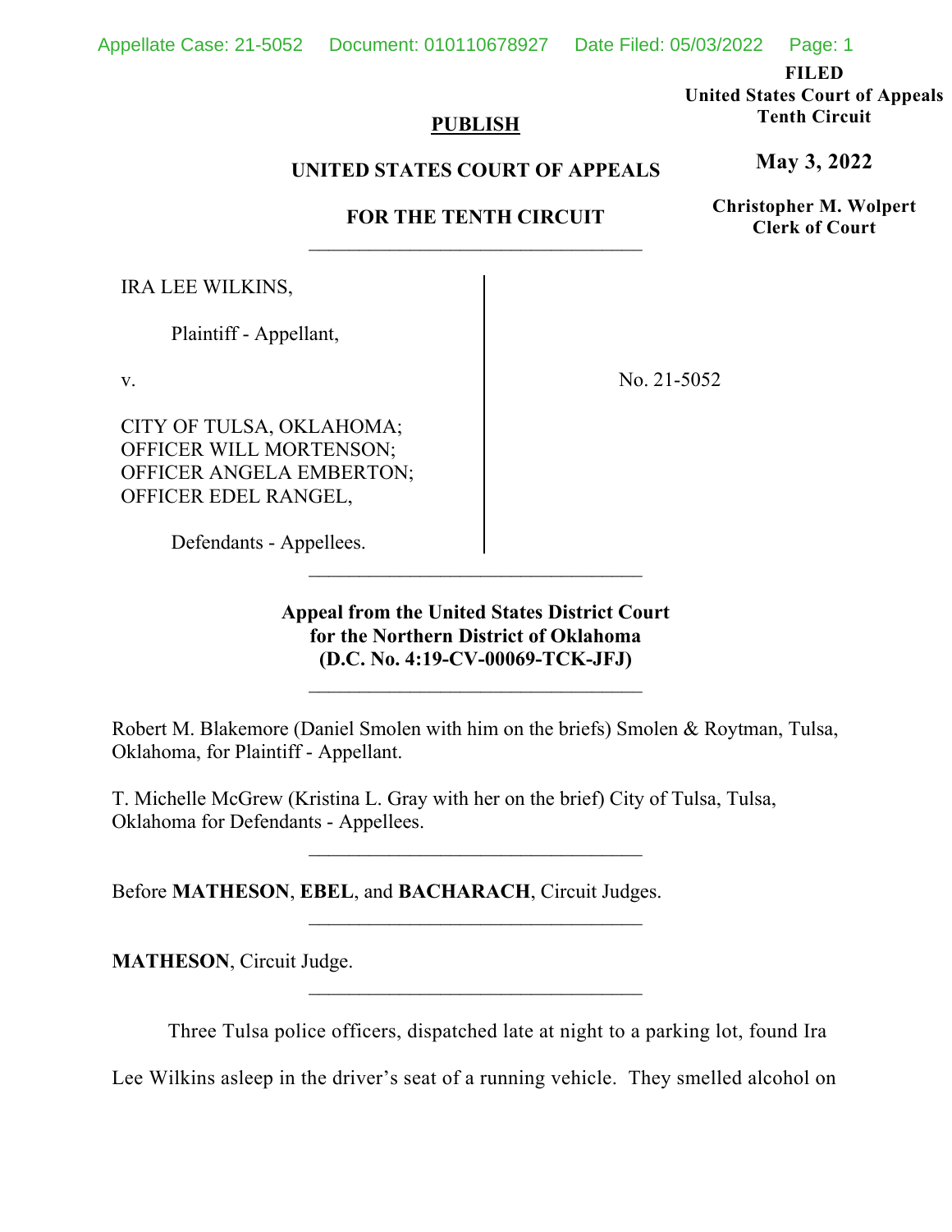**FILED**
**United States Court of Appeals**
**Tenth Circuit**

**May 3, 2022**

**Christopher M. Wolpert**
**Clerk of Court**

**PUBLISH**

**UNITED STATES COURT OF APPEALS**

**FOR THE TENTH CIRCUIT**

---

IRA LEE WILKINS,

Plaintiff - Appellant,

v.

CITY OF TULSA, OKLAHOMA; OFFICER WILL MORTENSON; OFFICER ANGELA EMBERTON; OFFICER EDEL RANGEL,

Defendants - Appellees.

No. 21-5052

---

**Appeal from the United States District Court for the Northern District of Oklahoma (D.C. No. 4:19-CV-00069-TCK-JFJ)**

---

Robert M. Blakemore (Daniel Smolen with him on the briefs) Smolen & Roytman, Tulsa, Oklahoma, for Plaintiff - Appellant.

T. Michelle McGrew (Kristina L. Gray with her on the brief) City of Tulsa, Tulsa, Oklahoma for Defendants - Appellees.

---

Before **MATHESON**, **EBEL**, and **BACHARACH**, Circuit Judges.

---

**MATHESON**, Circuit Judge.

---

Three Tulsa police officers, dispatched late at night to a parking lot, found Ira Lee Wilkins asleep in the driver's seat of a running vehicle. They smelled alcohol on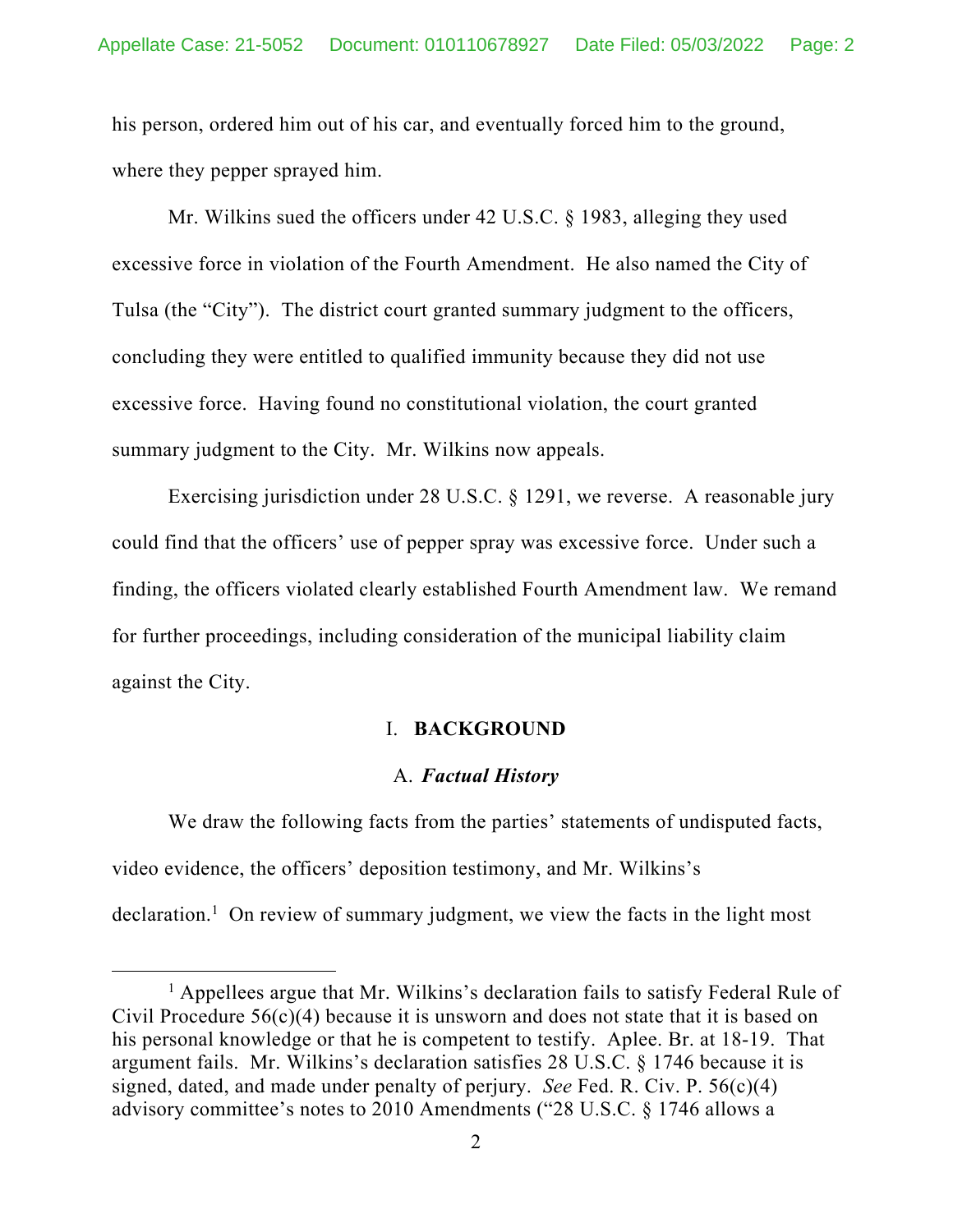his person, ordered him out of his car, and eventually forced him to the ground, where they pepper sprayed him.

Mr. Wilkins sued the officers under 42 U.S.C. § 1983, alleging they used excessive force in violation of the Fourth Amendment. He also named the City of Tulsa (the "City"). The district court granted summary judgment to the officers, concluding they were entitled to qualified immunity because they did not use excessive force. Having found no constitutional violation, the court granted summary judgment to the City. Mr. Wilkins now appeals.

Exercising jurisdiction under 28 U.S.C. § 1291, we reverse. A reasonable jury could find that the officers' use of pepper spray was excessive force. Under such a finding, the officers violated clearly established Fourth Amendment law. We remand for further proceedings, including consideration of the municipal liability claim against the City.

## I. BACKGROUND

### A. *Factual History*

We draw the following facts from the parties' statements of undisputed facts, video evidence, the officers' deposition testimony, and Mr. Wilkins's declaration.[1] On review of summary judgment, we view the facts in the light most

[1] Appellees argue that Mr. Wilkins's declaration fails to satisfy Federal Rule of Civil Procedure 56(c)(4) because it is unsworn and does not state that it is based on his personal knowledge or that he is competent to testify. Aplee. Br. at 18-19. That argument fails. Mr. Wilkins's declaration satisfies 28 U.S.C. § 1746 because it is signed, dated, and made under penalty of perjury. *See* Fed. R. Civ. P. 56(c)(4) advisory committee's notes to 2010 Amendments ("28 U.S.C. § 1746 allows a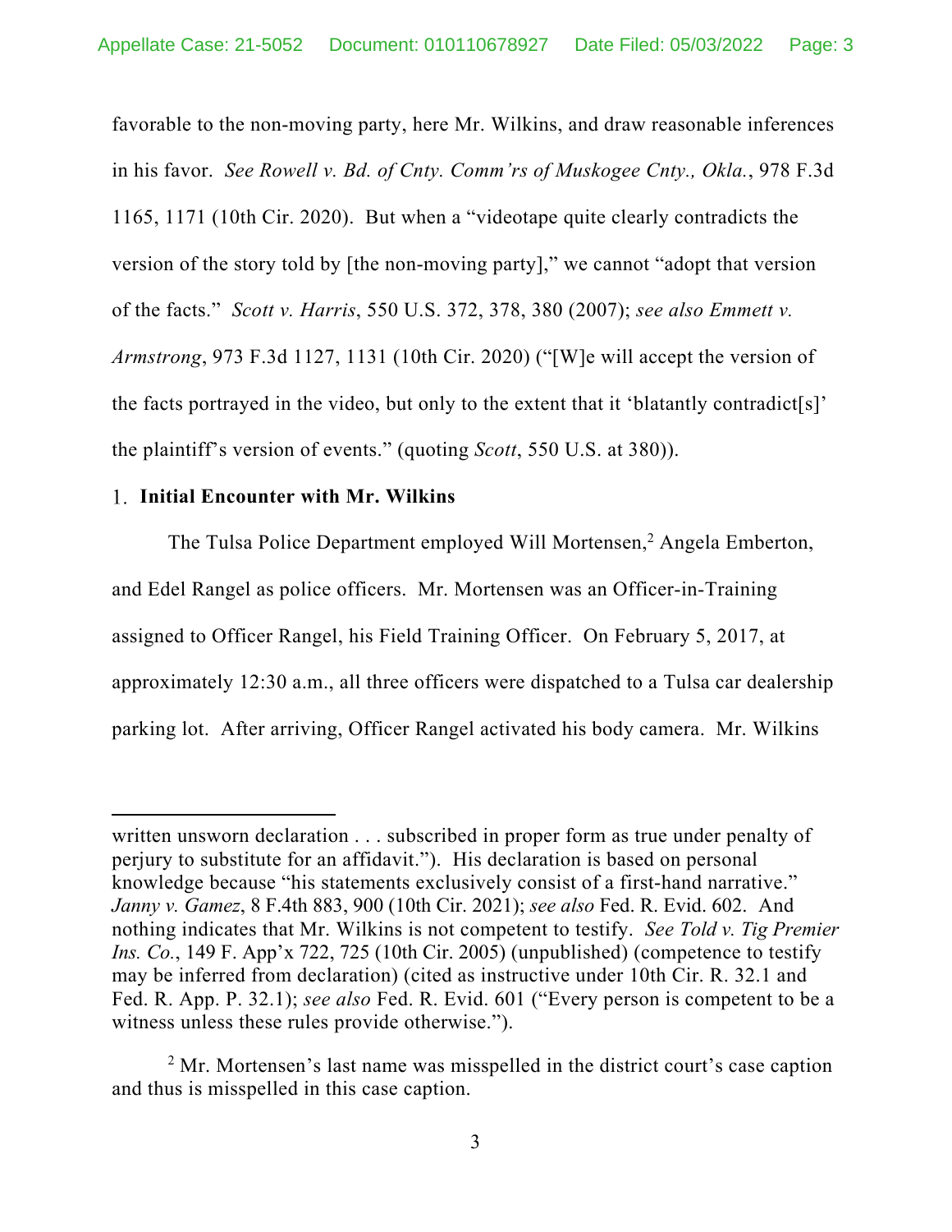favorable to the non-moving party, here Mr. Wilkins, and draw reasonable inferences in his favor. *See Rowell v. Bd. of Cnty. Comm'rs of Muskogee Cnty., Okla.*, 978 F.3d 1165, 1171 (10th Cir. 2020). But when a "videotape quite clearly contradicts the version of the story told by [the non-moving party]," we cannot "adopt that version of the facts." *Scott v. Harris*, 550 U.S. 372, 378, 380 (2007); *see also Emmett v. Armstrong*, 973 F.3d 1127, 1131 (10th Cir. 2020) ("[W]e will accept the version of the facts portrayed in the video, but only to the extent that it 'blatantly contradict[s]' the plaintiff's version of events." (quoting *Scott*, 550 U.S. at 380)).

1. **Initial Encounter with Mr. Wilkins**

The Tulsa Police Department employed Will Mortensen,[2] Angela Emberton, and Edel Rangel as police officers. Mr. Mortensen was an Officer-in-Training assigned to Officer Rangel, his Field Training Officer. On February 5, 2017, at approximately 12:30 a.m., all three officers were dispatched to a Tulsa car dealership parking lot. After arriving, Officer Rangel activated his body camera. Mr. Wilkins

---

written unsworn declaration . . . subscribed in proper form as true under penalty of perjury to substitute for an affidavit."). His declaration is based on personal knowledge because "his statements exclusively consist of a first-hand narrative." *Janny v. Gamez*, 8 F.4th 883, 900 (10th Cir. 2021); *see also* Fed. R. Evid. 602. And nothing indicates that Mr. Wilkins is not competent to testify. *See Told v. Tig Premier Ins. Co.*, 149 F. App'x 722, 725 (10th Cir. 2005) (unpublished) (competence to testify may be inferred from declaration) (cited as instructive under 10th Cir. R. 32.1 and Fed. R. App. P. 32.1); *see also* Fed. R. Evid. 601 ("Every person is competent to be a witness unless these rules provide otherwise.").

[2] Mr. Mortensen's last name was misspelled in the district court's case caption and thus is misspelled in this case caption.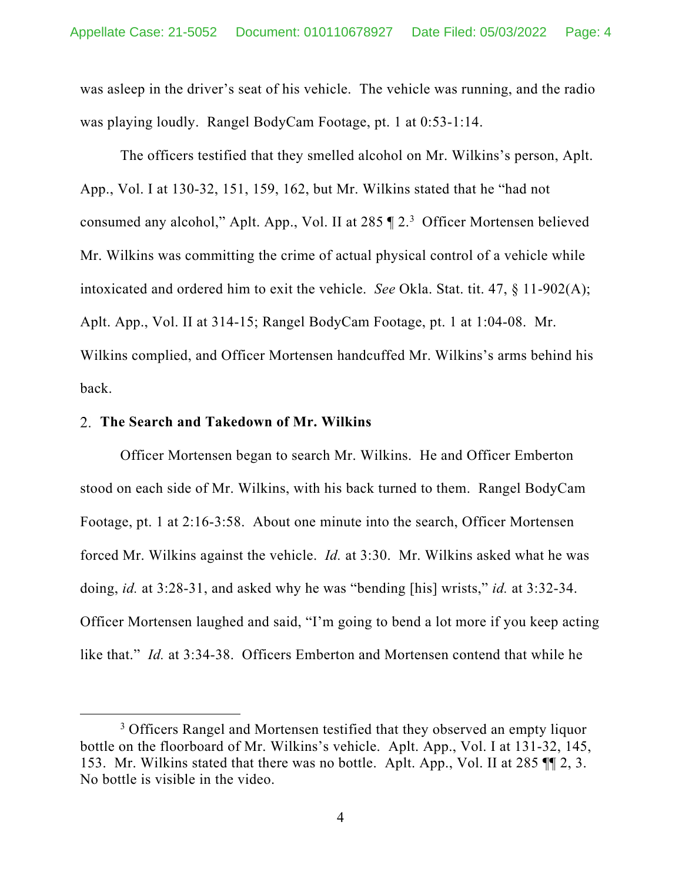was asleep in the driver's seat of his vehicle. The vehicle was running, and the radio was playing loudly. Rangel BodyCam Footage, pt. 1 at 0:53-1:14.

The officers testified that they smelled alcohol on Mr. Wilkins's person, Aplt. App., Vol. I at 130-32, 151, 159, 162, but Mr. Wilkins stated that he "had not consumed any alcohol," Aplt. App., Vol. II at 285 ¶ 2.[3] Officer Mortensen believed Mr. Wilkins was committing the crime of actual physical control of a vehicle while intoxicated and ordered him to exit the vehicle. *See* Okla. Stat. tit. 47, § 11-902(A); Aplt. App., Vol. II at 314-15; Rangel BodyCam Footage, pt. 1 at 1:04-08. Mr. Wilkins complied, and Officer Mortensen handcuffed Mr. Wilkins's arms behind his back.

### 2. The Search and Takedown of Mr. Wilkins

Officer Mortensen began to search Mr. Wilkins. He and Officer Emberton stood on each side of Mr. Wilkins, with his back turned to them. Rangel BodyCam Footage, pt. 1 at 2:16-3:58. About one minute into the search, Officer Mortensen forced Mr. Wilkins against the vehicle. *Id.* at 3:30. Mr. Wilkins asked what he was doing, *id.* at 3:28-31, and asked why he was "bending [his] wrists," *id.* at 3:32-34. Officer Mortensen laughed and said, "I'm going to bend a lot more if you keep acting like that." *Id.* at 3:34-38. Officers Emberton and Mortensen contend that while he

---

[3] Officers Rangel and Mortensen testified that they observed an empty liquor bottle on the floorboard of Mr. Wilkins's vehicle. Aplt. App., Vol. I at 131-32, 145, 153. Mr. Wilkins stated that there was no bottle. Aplt. App., Vol. II at 285 ¶¶ 2, 3. No bottle is visible in the video.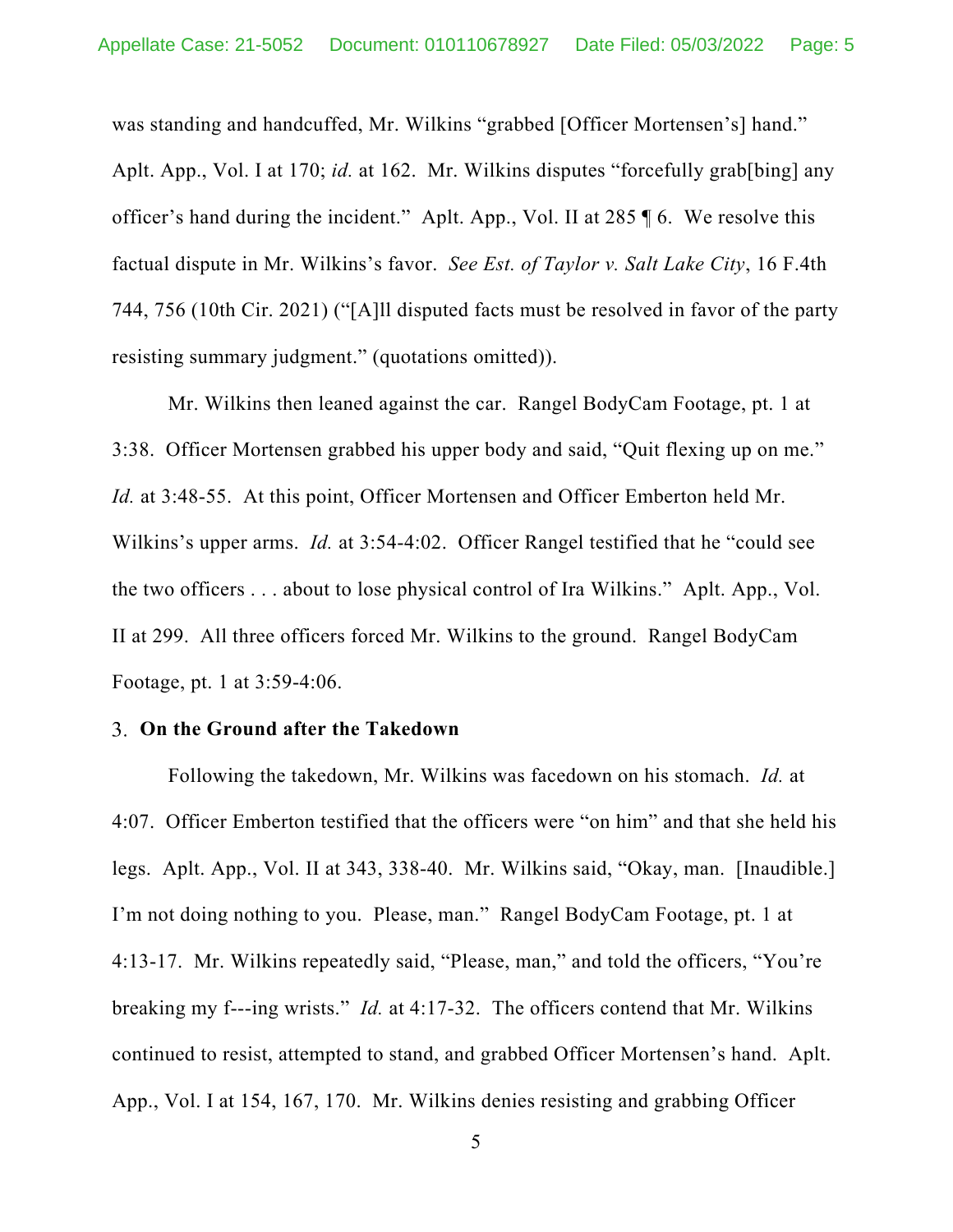was standing and handcuffed, Mr. Wilkins "grabbed [Officer Mortensen's] hand." Aplt. App., Vol. I at 170; *id.* at 162. Mr. Wilkins disputes "forcefully grab[bing] any officer's hand during the incident." Aplt. App., Vol. II at 285 ¶ 6. We resolve this factual dispute in Mr. Wilkins's favor. *See Est. of Taylor v. Salt Lake City*, 16 F.4th 744, 756 (10th Cir. 2021) ("[A]ll disputed facts must be resolved in favor of the party resisting summary judgment." (quotations omitted)).

Mr. Wilkins then leaned against the car. Rangel BodyCam Footage, pt. 1 at 3:38. Officer Mortensen grabbed his upper body and said, "Quit flexing up on me." *Id.* at 3:48-55. At this point, Officer Mortensen and Officer Emberton held Mr. Wilkins's upper arms. *Id.* at 3:54-4:02. Officer Rangel testified that he "could see the two officers . . . about to lose physical control of Ira Wilkins." Aplt. App., Vol. II at 299. All three officers forced Mr. Wilkins to the ground. Rangel BodyCam Footage, pt. 1 at 3:59-4:06.

### 3. On the Ground after the Takedown

Following the takedown, Mr. Wilkins was facedown on his stomach. *Id.* at 4:07. Officer Emberton testified that the officers were "on him" and that she held his legs. Aplt. App., Vol. II at 343, 338-40. Mr. Wilkins said, "Okay, man. [Inaudible.] I'm not doing nothing to you. Please, man." Rangel BodyCam Footage, pt. 1 at 4:13-17. Mr. Wilkins repeatedly said, "Please, man," and told the officers, "You're breaking my f---ing wrists." *Id.* at 4:17-32. The officers contend that Mr. Wilkins continued to resist, attempted to stand, and grabbed Officer Mortensen's hand. Aplt. App., Vol. I at 154, 167, 170. Mr. Wilkins denies resisting and grabbing Officer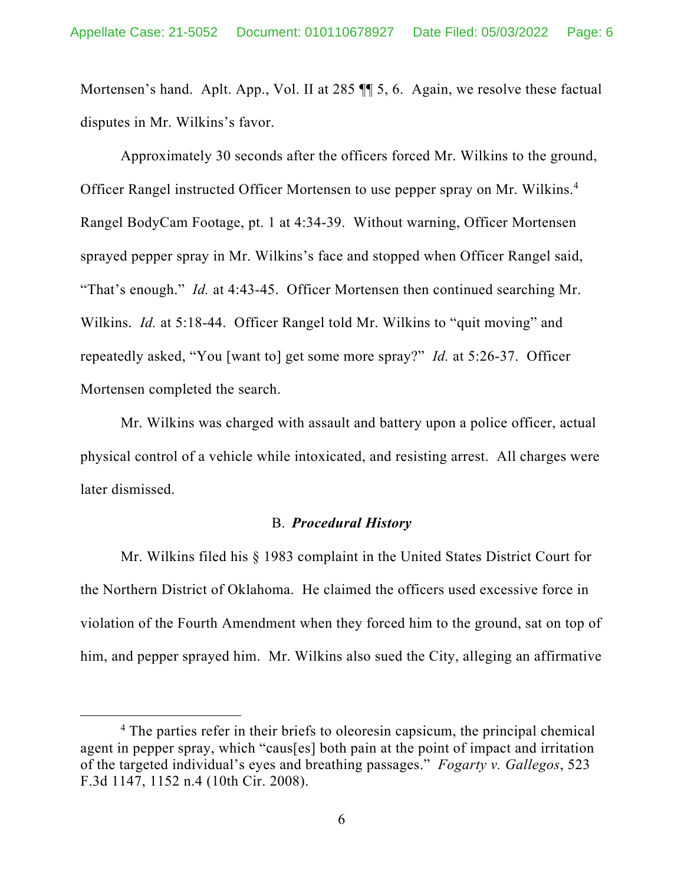Mortensen's hand. Aplt. App., Vol. II at 285 ¶¶ 5, 6. Again, we resolve these factual disputes in Mr. Wilkins's favor.

Approximately 30 seconds after the officers forced Mr. Wilkins to the ground, Officer Rangel instructed Officer Mortensen to use pepper spray on Mr. Wilkins.[4] Rangel BodyCam Footage, pt. 1 at 4:34-39. Without warning, Officer Mortensen sprayed pepper spray in Mr. Wilkins's face and stopped when Officer Rangel said, "That's enough." *Id.* at 4:43-45. Officer Mortensen then continued searching Mr. Wilkins. *Id.* at 5:18-44. Officer Rangel told Mr. Wilkins to "quit moving" and repeatedly asked, "You [want to] get some more spray?" *Id.* at 5:26-37. Officer Mortensen completed the search.

Mr. Wilkins was charged with assault and battery upon a police officer, actual physical control of a vehicle while intoxicated, and resisting arrest. All charges were later dismissed.

### B. *Procedural History*

Mr. Wilkins filed his § 1983 complaint in the United States District Court for the Northern District of Oklahoma. He claimed the officers used excessive force in violation of the Fourth Amendment when they forced him to the ground, sat on top of him, and pepper sprayed him. Mr. Wilkins also sued the City, alleging an affirmative

[4] The parties refer in their briefs to oleoresin capsicum, the principal chemical agent in pepper spray, which "caus[es] both pain at the point of impact and irritation of the targeted individual's eyes and breathing passages." *Fogarty v. Gallegos*, 523 F.3d 1147, 1152 n.4 (10th Cir. 2008).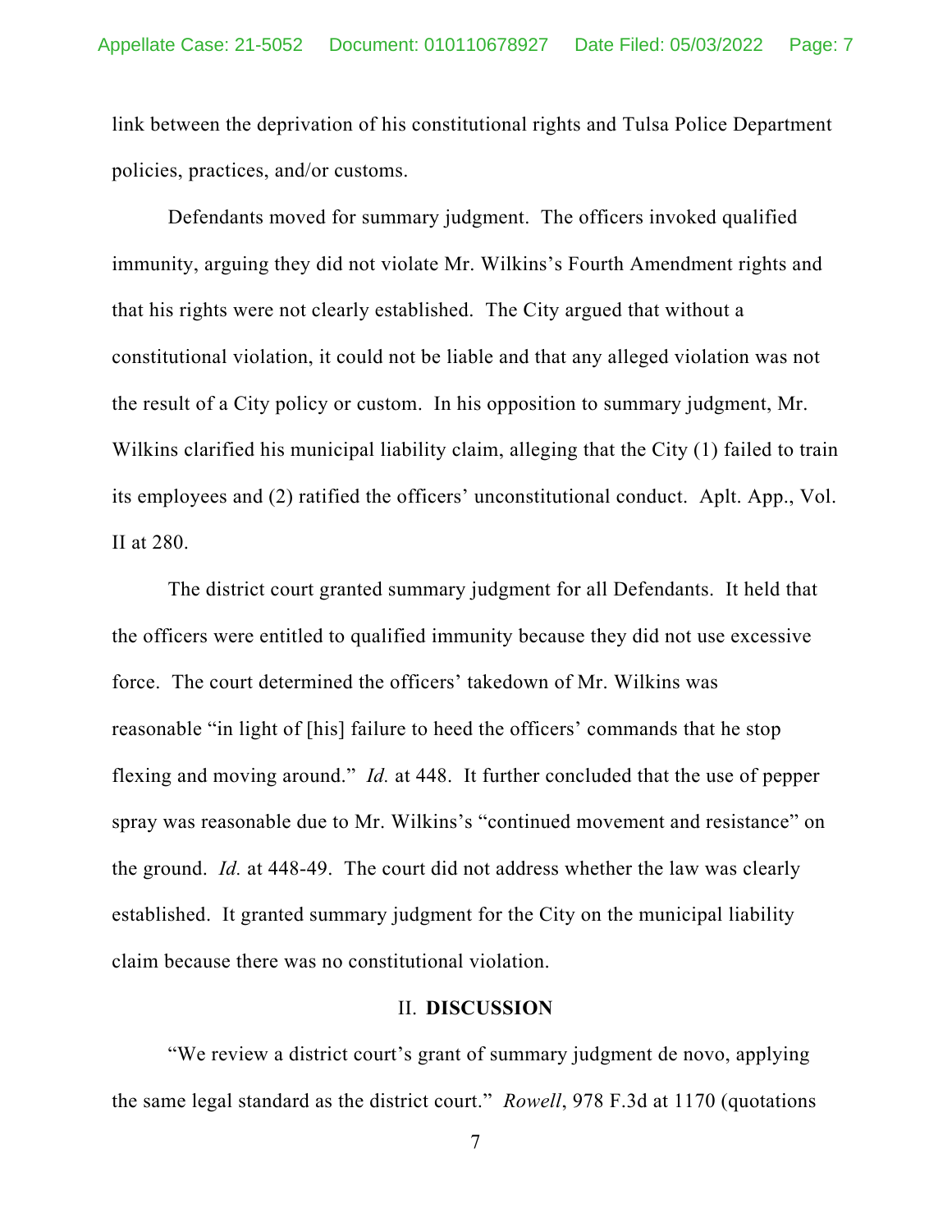link between the deprivation of his constitutional rights and Tulsa Police Department policies, practices, and/or customs.

Defendants moved for summary judgment. The officers invoked qualified immunity, arguing they did not violate Mr. Wilkins's Fourth Amendment rights and that his rights were not clearly established. The City argued that without a constitutional violation, it could not be liable and that any alleged violation was not the result of a City policy or custom. In his opposition to summary judgment, Mr. Wilkins clarified his municipal liability claim, alleging that the City (1) failed to train its employees and (2) ratified the officers' unconstitutional conduct. Aplt. App., Vol. II at 280.

The district court granted summary judgment for all Defendants. It held that the officers were entitled to qualified immunity because they did not use excessive force. The court determined the officers' takedown of Mr. Wilkins was reasonable "in light of [his] failure to heed the officers' commands that he stop flexing and moving around." *Id.* at 448. It further concluded that the use of pepper spray was reasonable due to Mr. Wilkins's "continued movement and resistance" on the ground. *Id.* at 448-49. The court did not address whether the law was clearly established. It granted summary judgment for the City on the municipal liability claim because there was no constitutional violation.

## II. **DISCUSSION**

"We review a district court's grant of summary judgment de novo, applying the same legal standard as the district court." *Rowell*, 978 F.3d at 1170 (quotations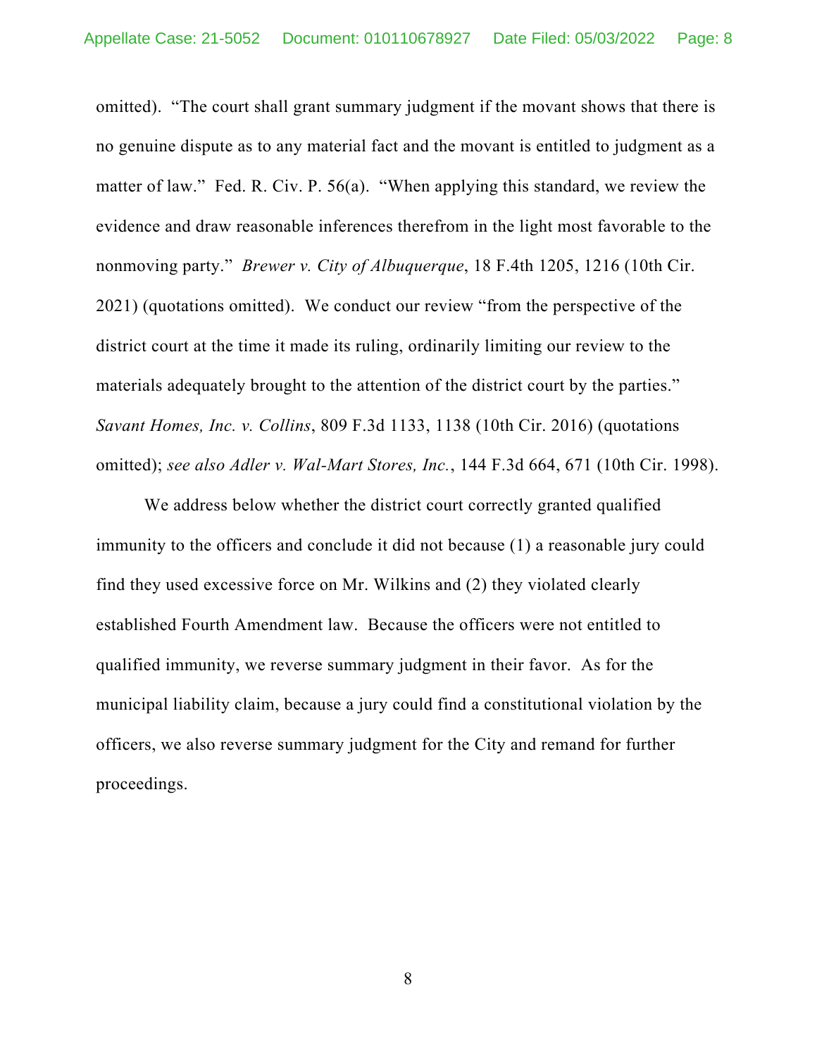omitted). "The court shall grant summary judgment if the movant shows that there is no genuine dispute as to any material fact and the movant is entitled to judgment as a matter of law." Fed. R. Civ. P. 56(a). "When applying this standard, we review the evidence and draw reasonable inferences therefrom in the light most favorable to the nonmoving party." *Brewer v. City of Albuquerque*, 18 F.4th 1205, 1216 (10th Cir. 2021) (quotations omitted). We conduct our review "from the perspective of the district court at the time it made its ruling, ordinarily limiting our review to the materials adequately brought to the attention of the district court by the parties." *Savant Homes, Inc. v. Collins*, 809 F.3d 1133, 1138 (10th Cir. 2016) (quotations omitted); *see also Adler v. Wal-Mart Stores, Inc.*, 144 F.3d 664, 671 (10th Cir. 1998).

We address below whether the district court correctly granted qualified immunity to the officers and conclude it did not because (1) a reasonable jury could find they used excessive force on Mr. Wilkins and (2) they violated clearly established Fourth Amendment law. Because the officers were not entitled to qualified immunity, we reverse summary judgment in their favor. As for the municipal liability claim, because a jury could find a constitutional violation by the officers, we also reverse summary judgment for the City and remand for further proceedings.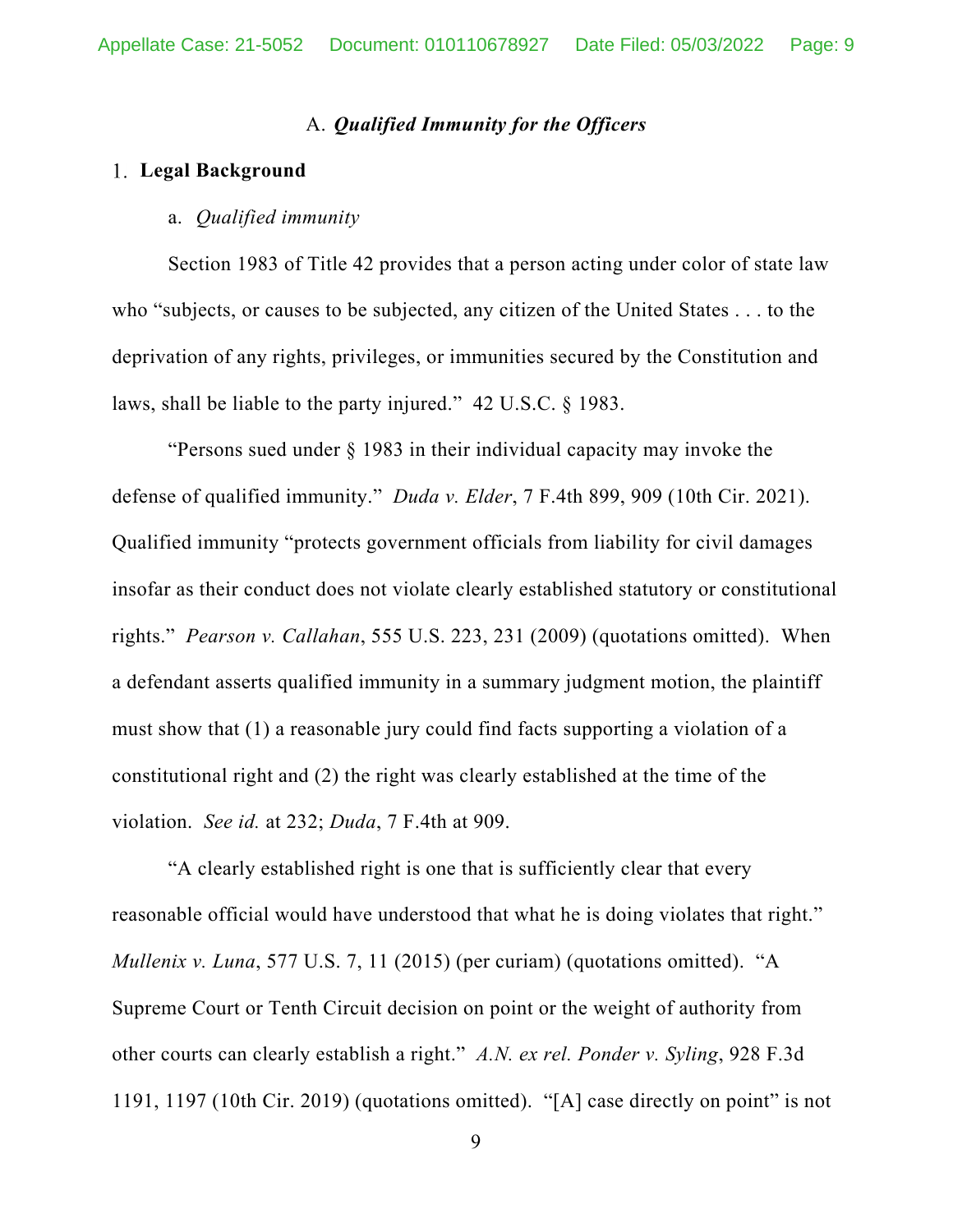### A. *Qualified Immunity for the Officers*

#### 1. **Legal Background**

a. *Qualified immunity*

Section 1983 of Title 42 provides that a person acting under color of state law who "subjects, or causes to be subjected, any citizen of the United States . . . to the deprivation of any rights, privileges, or immunities secured by the Constitution and laws, shall be liable to the party injured." 42 U.S.C. § 1983.

"Persons sued under § 1983 in their individual capacity may invoke the defense of qualified immunity." *Duda v. Elder*, 7 F.4th 899, 909 (10th Cir. 2021). Qualified immunity "protects government officials from liability for civil damages insofar as their conduct does not violate clearly established statutory or constitutional rights." *Pearson v. Callahan*, 555 U.S. 223, 231 (2009) (quotations omitted). When a defendant asserts qualified immunity in a summary judgment motion, the plaintiff must show that (1) a reasonable jury could find facts supporting a violation of a constitutional right and (2) the right was clearly established at the time of the violation. *See id.* at 232; *Duda*, 7 F.4th at 909.

"A clearly established right is one that is sufficiently clear that every reasonable official would have understood that what he is doing violates that right." *Mullenix v. Luna*, 577 U.S. 7, 11 (2015) (per curiam) (quotations omitted). "A Supreme Court or Tenth Circuit decision on point or the weight of authority from other courts can clearly establish a right." *A.N. ex rel. Ponder v. Syling*, 928 F.3d 1191, 1197 (10th Cir. 2019) (quotations omitted). "[A] case directly on point" is not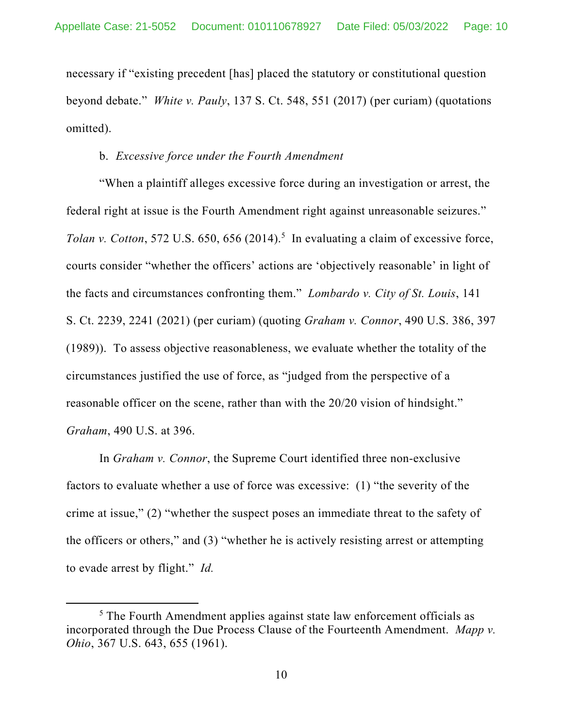necessary if "existing precedent [has] placed the statutory or constitutional question beyond debate." *White v. Pauly*, 137 S. Ct. 548, 551 (2017) (per curiam) (quotations omitted).

b. *Excessive force under the Fourth Amendment*

"When a plaintiff alleges excessive force during an investigation or arrest, the federal right at issue is the Fourth Amendment right against unreasonable seizures." *Tolan v. Cotton*, 572 U.S. 650, 656 (2014).[5] In evaluating a claim of excessive force, courts consider "whether the officers' actions are 'objectively reasonable' in light of the facts and circumstances confronting them." *Lombardo v. City of St. Louis*, 141 S. Ct. 2239, 2241 (2021) (per curiam) (quoting *Graham v. Connor*, 490 U.S. 386, 397 (1989)). To assess objective reasonableness, we evaluate whether the totality of the circumstances justified the use of force, as "judged from the perspective of a reasonable officer on the scene, rather than with the 20/20 vision of hindsight." *Graham*, 490 U.S. at 396.

In *Graham v. Connor*, the Supreme Court identified three non-exclusive factors to evaluate whether a use of force was excessive: (1) "the severity of the crime at issue," (2) "whether the suspect poses an immediate threat to the safety of the officers or others," and (3) "whether he is actively resisting arrest or attempting to evade arrest by flight." *Id.*

---

[5] The Fourth Amendment applies against state law enforcement officials as incorporated through the Due Process Clause of the Fourteenth Amendment. *Mapp v. Ohio*, 367 U.S. 643, 655 (1961).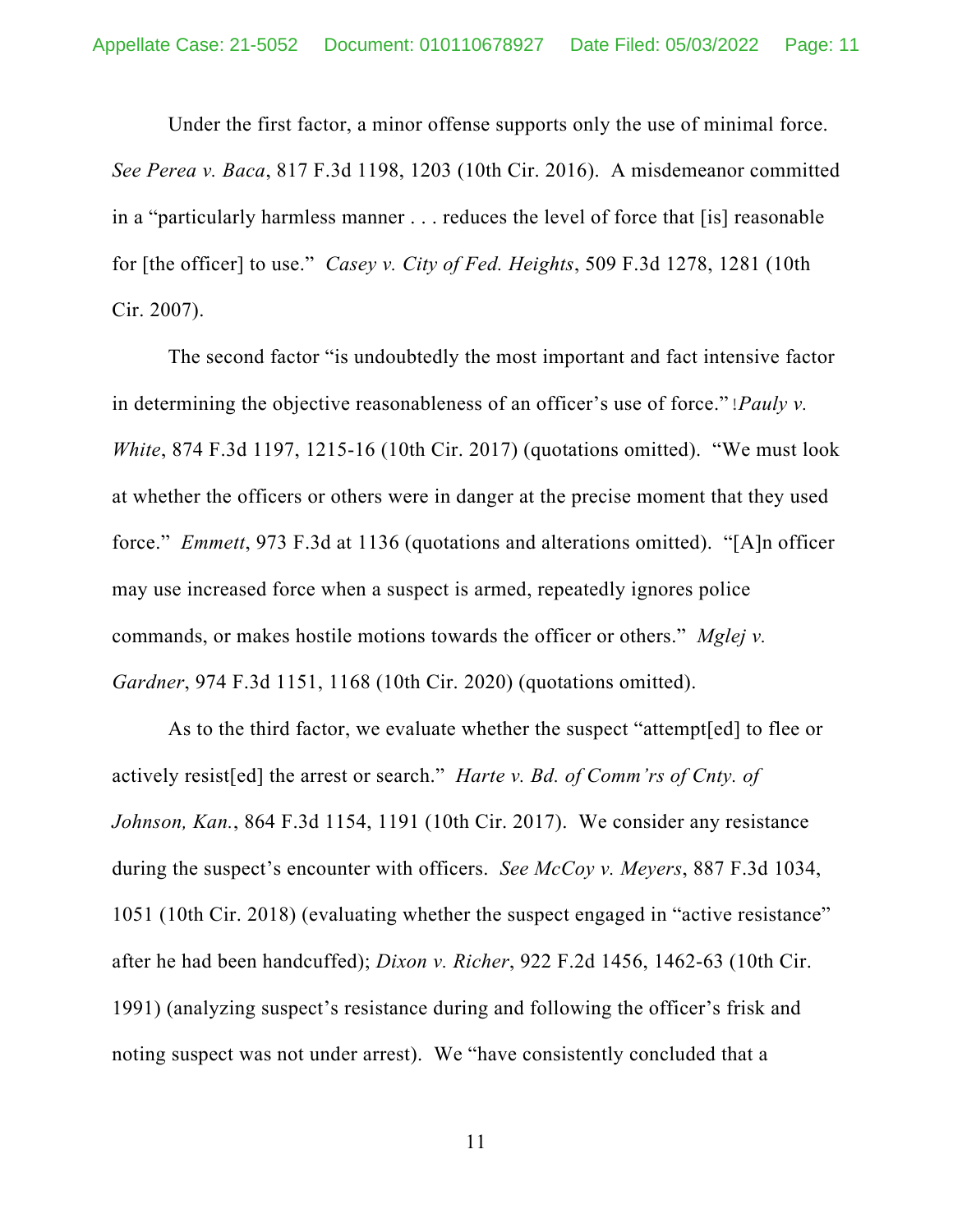Under the first factor, a minor offense supports only the use of minimal force. *See Perea v. Baca*, 817 F.3d 1198, 1203 (10th Cir. 2016). A misdemeanor committed in a "particularly harmless manner . . . reduces the level of force that [is] reasonable for [the officer] to use." *Casey v. City of Fed. Heights*, 509 F.3d 1278, 1281 (10th Cir. 2007).

The second factor "is undoubtedly the most important and fact intensive factor in determining the objective reasonableness of an officer's use of force." *Pauly v. White*, 874 F.3d 1197, 1215-16 (10th Cir. 2017) (quotations omitted). "We must look at whether the officers or others were in danger at the precise moment that they used force." *Emmett*, 973 F.3d at 1136 (quotations and alterations omitted). "[A]n officer may use increased force when a suspect is armed, repeatedly ignores police commands, or makes hostile motions towards the officer or others." *Mglej v. Gardner*, 974 F.3d 1151, 1168 (10th Cir. 2020) (quotations omitted).

As to the third factor, we evaluate whether the suspect "attempt[ed] to flee or actively resist[ed] the arrest or search." *Harte v. Bd. of Comm'rs of Cnty. of Johnson, Kan.*, 864 F.3d 1154, 1191 (10th Cir. 2017). We consider any resistance during the suspect's encounter with officers. *See McCoy v. Meyers*, 887 F.3d 1034, 1051 (10th Cir. 2018) (evaluating whether the suspect engaged in "active resistance" after he had been handcuffed); *Dixon v. Richer*, 922 F.2d 1456, 1462-63 (10th Cir. 1991) (analyzing suspect's resistance during and following the officer's frisk and noting suspect was not under arrest). We "have consistently concluded that a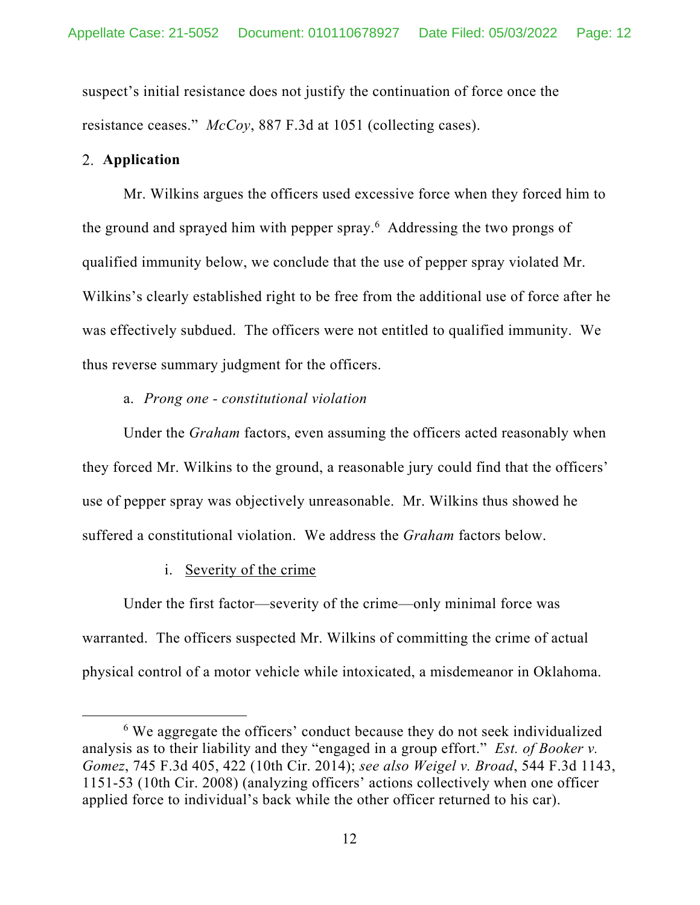suspect's initial resistance does not justify the continuation of force once the resistance ceases." *McCoy*, 887 F.3d at 1051 (collecting cases).

## 2. Application

Mr. Wilkins argues the officers used excessive force when they forced him to the ground and sprayed him with pepper spray.[6] Addressing the two prongs of qualified immunity below, we conclude that the use of pepper spray violated Mr. Wilkins's clearly established right to be free from the additional use of force after he was effectively subdued. The officers were not entitled to qualified immunity. We thus reverse summary judgment for the officers.

### a. *Prong one - constitutional violation*

Under the *Graham* factors, even assuming the officers acted reasonably when they forced Mr. Wilkins to the ground, a reasonable jury could find that the officers' use of pepper spray was objectively unreasonable. Mr. Wilkins thus showed he suffered a constitutional violation. We address the *Graham* factors below.

#### i. Severity of the crime

Under the first factor—severity of the crime—only minimal force was warranted. The officers suspected Mr. Wilkins of committing the crime of actual physical control of a motor vehicle while intoxicated, a misdemeanor in Oklahoma.

---

[6] We aggregate the officers' conduct because they do not seek individualized analysis as to their liability and they "engaged in a group effort." *Est. of Booker v. Gomez*, 745 F.3d 405, 422 (10th Cir. 2014); *see also Weigel v. Broad*, 544 F.3d 1143, 1151-53 (10th Cir. 2008) (analyzing officers' actions collectively when one officer applied force to individual's back while the other officer returned to his car).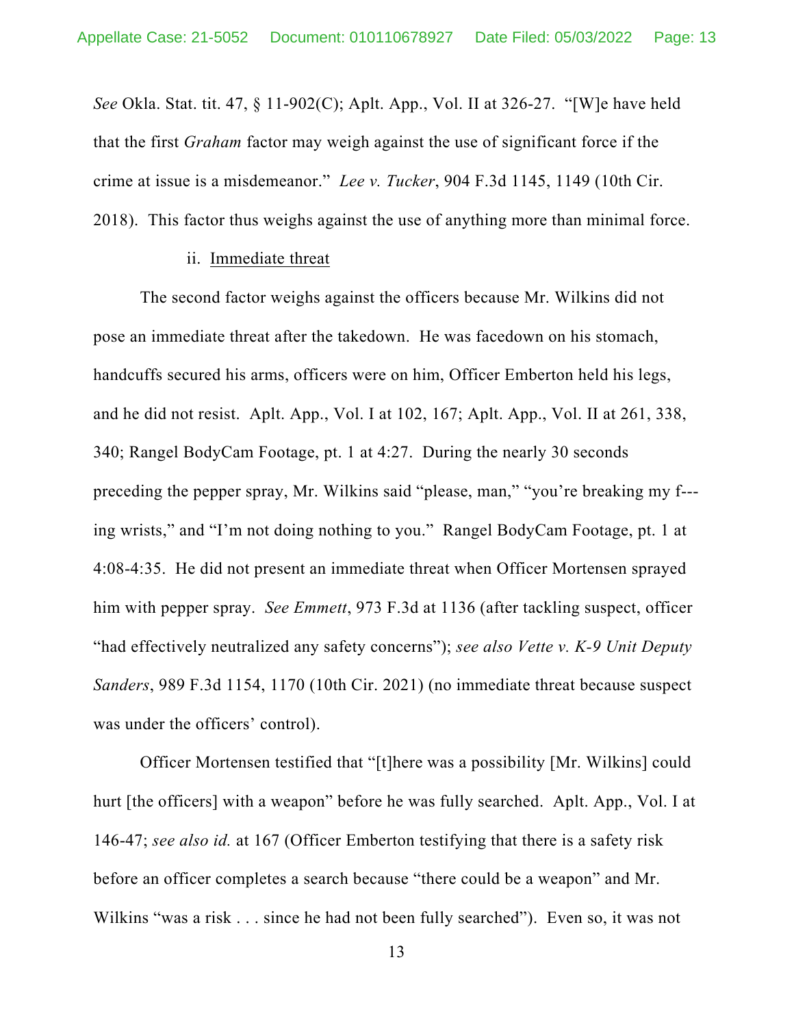*See* Okla. Stat. tit. 47, § 11-902(C); Aplt. App., Vol. II at 326-27. "[W]e have held that the first *Graham* factor may weigh against the use of significant force if the crime at issue is a misdemeanor." *Lee v. Tucker*, 904 F.3d 1145, 1149 (10th Cir. 2018). This factor thus weighs against the use of anything more than minimal force.

ii. Immediate threat

The second factor weighs against the officers because Mr. Wilkins did not pose an immediate threat after the takedown. He was facedown on his stomach, handcuffs secured his arms, officers were on him, Officer Emberton held his legs, and he did not resist. Aplt. App., Vol. I at 102, 167; Aplt. App., Vol. II at 261, 338, 340; Rangel BodyCam Footage, pt. 1 at 4:27. During the nearly 30 seconds preceding the pepper spray, Mr. Wilkins said "please, man," "you're breaking my f---ing wrists," and "I'm not doing nothing to you." Rangel BodyCam Footage, pt. 1 at 4:08-4:35. He did not present an immediate threat when Officer Mortensen sprayed him with pepper spray. *See Emmett*, 973 F.3d at 1136 (after tackling suspect, officer "had effectively neutralized any safety concerns"); *see also Vette v. K-9 Unit Deputy Sanders*, 989 F.3d 1154, 1170 (10th Cir. 2021) (no immediate threat because suspect was under the officers' control).

Officer Mortensen testified that "[t]here was a possibility [Mr. Wilkins] could hurt [the officers] with a weapon" before he was fully searched. Aplt. App., Vol. I at 146-47; *see also id.* at 167 (Officer Emberton testifying that there is a safety risk before an officer completes a search because "there could be a weapon" and Mr. Wilkins "was a risk . . . since he had not been fully searched"). Even so, it was not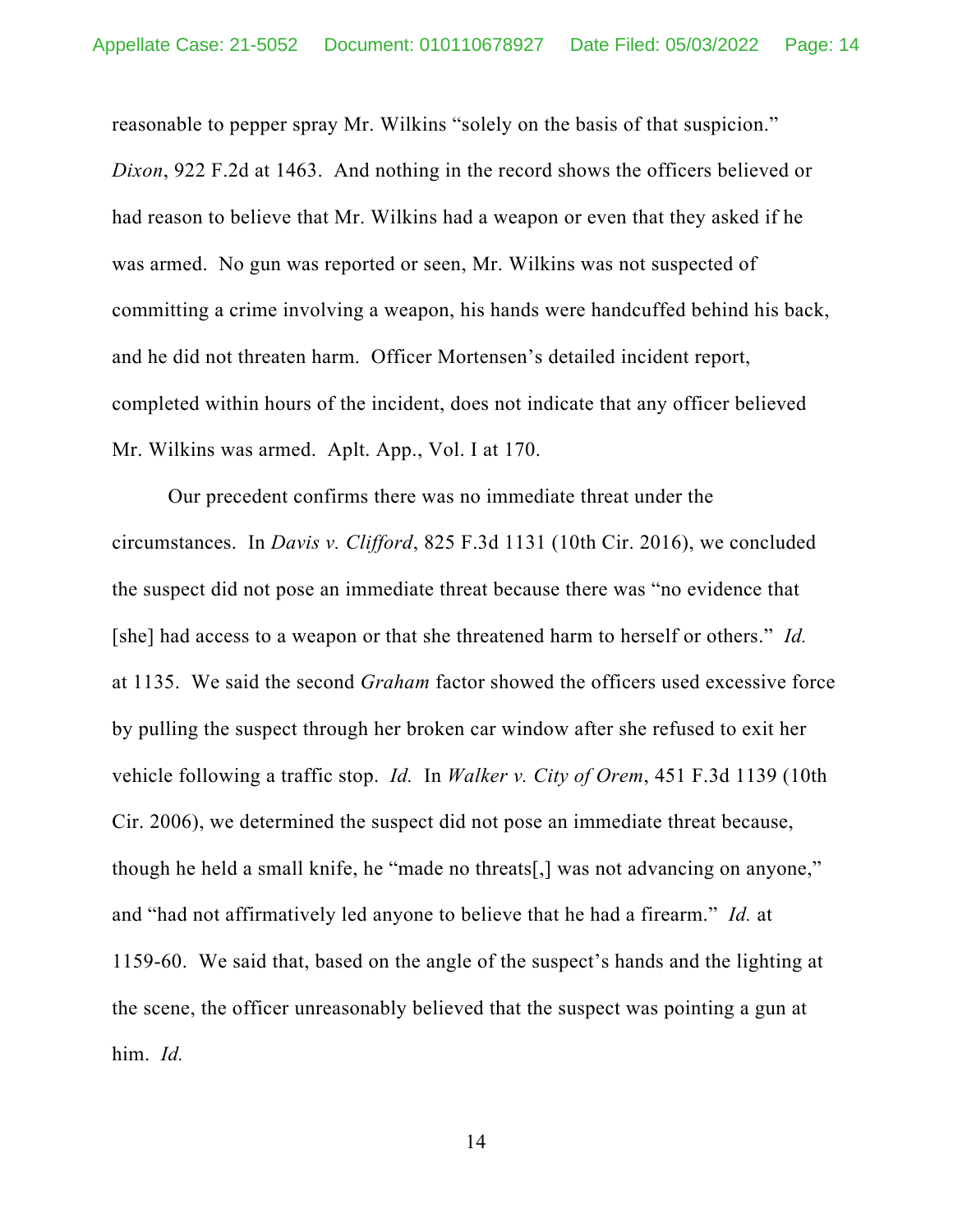reasonable to pepper spray Mr. Wilkins "solely on the basis of that suspicion." *Dixon*, 922 F.2d at 1463. And nothing in the record shows the officers believed or had reason to believe that Mr. Wilkins had a weapon or even that they asked if he was armed. No gun was reported or seen, Mr. Wilkins was not suspected of committing a crime involving a weapon, his hands were handcuffed behind his back, and he did not threaten harm. Officer Mortensen's detailed incident report, completed within hours of the incident, does not indicate that any officer believed Mr. Wilkins was armed. Aplt. App., Vol. I at 170.

Our precedent confirms there was no immediate threat under the circumstances. In *Davis v. Clifford*, 825 F.3d 1131 (10th Cir. 2016), we concluded the suspect did not pose an immediate threat because there was "no evidence that [she] had access to a weapon or that she threatened harm to herself or others." *Id.* at 1135. We said the second *Graham* factor showed the officers used excessive force by pulling the suspect through her broken car window after she refused to exit her vehicle following a traffic stop. *Id.* In *Walker v. City of Orem*, 451 F.3d 1139 (10th Cir. 2006), we determined the suspect did not pose an immediate threat because, though he held a small knife, he "made no threats[,] was not advancing on anyone," and "had not affirmatively led anyone to believe that he had a firearm." *Id.* at 1159-60. We said that, based on the angle of the suspect's hands and the lighting at the scene, the officer unreasonably believed that the suspect was pointing a gun at him. *Id.*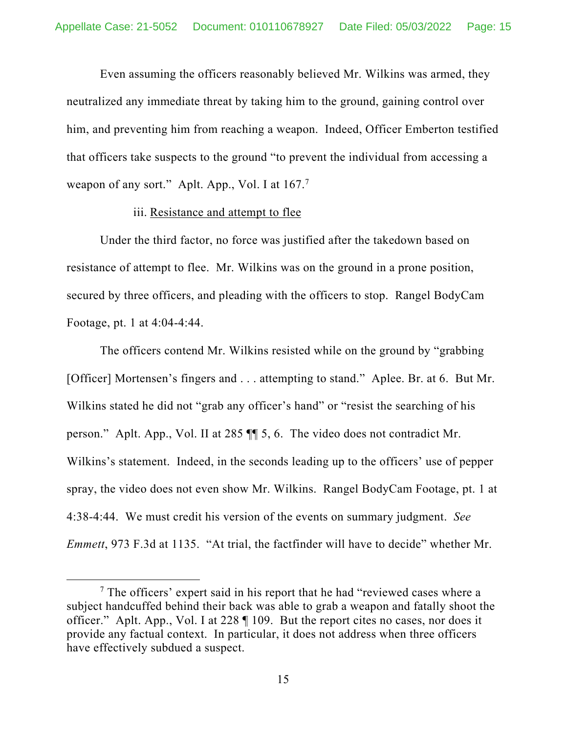Even assuming the officers reasonably believed Mr. Wilkins was armed, they neutralized any immediate threat by taking him to the ground, gaining control over him, and preventing him from reaching a weapon. Indeed, Officer Emberton testified that officers take suspects to the ground "to prevent the individual from accessing a weapon of any sort." Aplt. App., Vol. I at 167.[7]

iii. Resistance and attempt to flee

Under the third factor, no force was justified after the takedown based on resistance of attempt to flee. Mr. Wilkins was on the ground in a prone position, secured by three officers, and pleading with the officers to stop. Rangel BodyCam Footage, pt. 1 at 4:04-4:44.

The officers contend Mr. Wilkins resisted while on the ground by "grabbing [Officer] Mortensen's fingers and . . . attempting to stand." Aplee. Br. at 6. But Mr. Wilkins stated he did not "grab any officer's hand" or "resist the searching of his person." Aplt. App., Vol. II at 285 ¶¶ 5, 6. The video does not contradict Mr. Wilkins's statement. Indeed, in the seconds leading up to the officers' use of pepper spray, the video does not even show Mr. Wilkins. Rangel BodyCam Footage, pt. 1 at 4:38-4:44. We must credit his version of the events on summary judgment. *See Emmett*, 973 F.3d at 1135. "At trial, the factfinder will have to decide" whether Mr.

---

[7] The officers' expert said in his report that he had "reviewed cases where a subject handcuffed behind their back was able to grab a weapon and fatally shoot the officer." Aplt. App., Vol. I at 228 ¶ 109. But the report cites no cases, nor does it provide any factual context. In particular, it does not address when three officers have effectively subdued a suspect.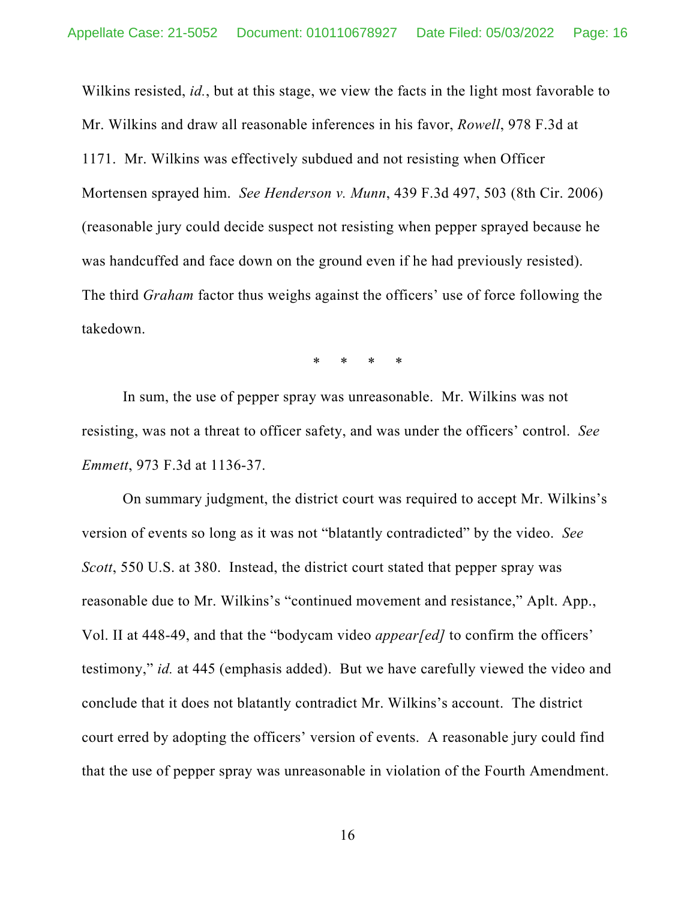Wilkins resisted, *id.*, but at this stage, we view the facts in the light most favorable to Mr. Wilkins and draw all reasonable inferences in his favor, *Rowell*, 978 F.3d at 1171. Mr. Wilkins was effectively subdued and not resisting when Officer Mortensen sprayed him. *See Henderson v. Munn*, 439 F.3d 497, 503 (8th Cir. 2006) (reasonable jury could decide suspect not resisting when pepper sprayed because he was handcuffed and face down on the ground even if he had previously resisted). The third *Graham* factor thus weighs against the officers' use of force following the takedown.

\* \* \* \*

In sum, the use of pepper spray was unreasonable. Mr. Wilkins was not resisting, was not a threat to officer safety, and was under the officers' control. *See Emmett*, 973 F.3d at 1136-37.

On summary judgment, the district court was required to accept Mr. Wilkins's version of events so long as it was not "blatantly contradicted" by the video. *See Scott*, 550 U.S. at 380. Instead, the district court stated that pepper spray was reasonable due to Mr. Wilkins's "continued movement and resistance," Aplt. App., Vol. II at 448-49, and that the "bodycam video *appear[ed]* to confirm the officers' testimony," *id.* at 445 (emphasis added). But we have carefully viewed the video and conclude that it does not blatantly contradict Mr. Wilkins's account. The district court erred by adopting the officers' version of events. A reasonable jury could find that the use of pepper spray was unreasonable in violation of the Fourth Amendment.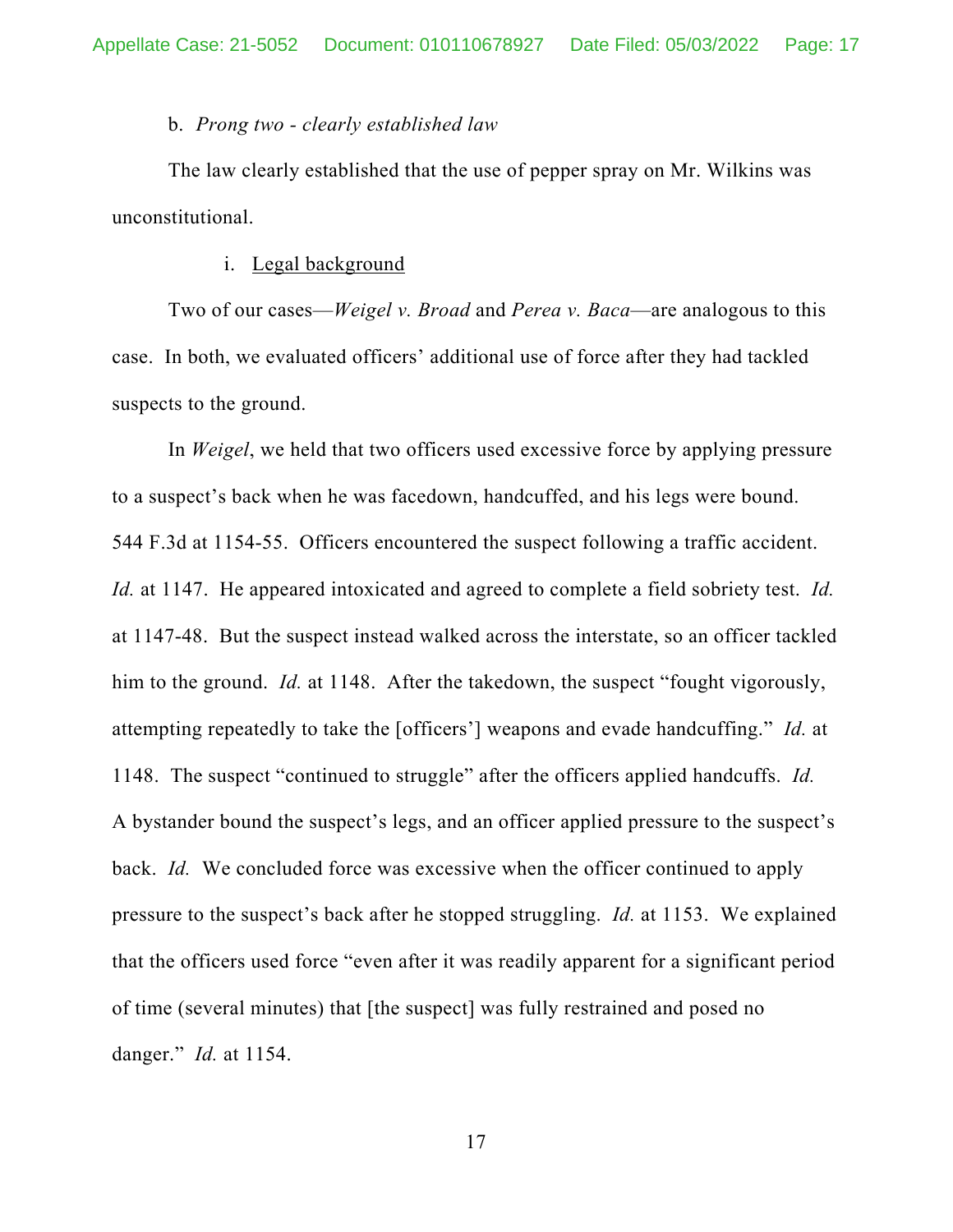b. *Prong two - clearly established law*

The law clearly established that the use of pepper spray on Mr. Wilkins was unconstitutional.

i. Legal background

Two of our cases—*Weigel v. Broad* and *Perea v. Baca*—are analogous to this case. In both, we evaluated officers' additional use of force after they had tackled suspects to the ground.

In *Weigel*, we held that two officers used excessive force by applying pressure to a suspect's back when he was facedown, handcuffed, and his legs were bound. 544 F.3d at 1154-55. Officers encountered the suspect following a traffic accident. *Id.* at 1147. He appeared intoxicated and agreed to complete a field sobriety test. *Id.* at 1147-48. But the suspect instead walked across the interstate, so an officer tackled him to the ground. *Id.* at 1148. After the takedown, the suspect "fought vigorously, attempting repeatedly to take the [officers'] weapons and evade handcuffing." *Id.* at 1148. The suspect "continued to struggle" after the officers applied handcuffs. *Id.* A bystander bound the suspect's legs, and an officer applied pressure to the suspect's back. *Id.* We concluded force was excessive when the officer continued to apply pressure to the suspect's back after he stopped struggling. *Id.* at 1153. We explained that the officers used force "even after it was readily apparent for a significant period of time (several minutes) that [the suspect] was fully restrained and posed no danger." *Id.* at 1154.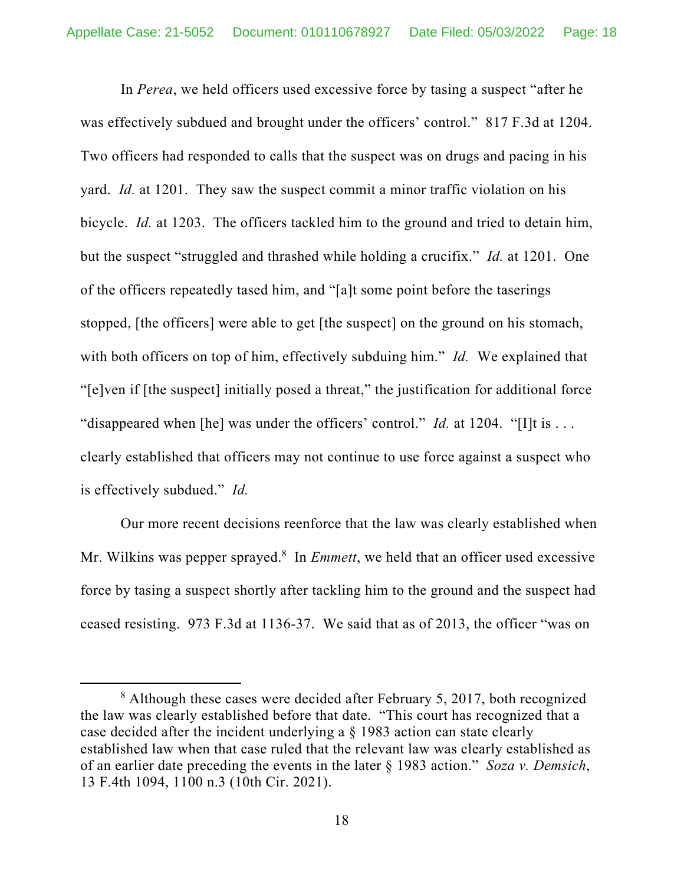In *Perea*, we held officers used excessive force by tasing a suspect "after he was effectively subdued and brought under the officers' control." 817 F.3d at 1204. Two officers had responded to calls that the suspect was on drugs and pacing in his yard. *Id.* at 1201. They saw the suspect commit a minor traffic violation on his bicycle. *Id.* at 1203. The officers tackled him to the ground and tried to detain him, but the suspect "struggled and thrashed while holding a crucifix." *Id.* at 1201. One of the officers repeatedly tased him, and "[a]t some point before the taserings stopped, [the officers] were able to get [the suspect] on the ground on his stomach, with both officers on top of him, effectively subduing him." *Id.* We explained that "[e]ven if [the suspect] initially posed a threat," the justification for additional force "disappeared when [he] was under the officers' control." *Id.* at 1204. "[I]t is . . . clearly established that officers may not continue to use force against a suspect who is effectively subdued." *Id.*

Our more recent decisions reenforce that the law was clearly established when Mr. Wilkins was pepper sprayed.[8] In *Emmett*, we held that an officer used excessive force by tasing a suspect shortly after tackling him to the ground and the suspect had ceased resisting. 973 F.3d at 1136-37. We said that as of 2013, the officer "was on

---

[8] Although these cases were decided after February 5, 2017, both recognized the law was clearly established before that date. "This court has recognized that a case decided after the incident underlying a § 1983 action can state clearly established law when that case ruled that the relevant law was clearly established as of an earlier date preceding the events in the later § 1983 action." *Soza v. Demsich*, 13 F.4th 1094, 1100 n.3 (10th Cir. 2021).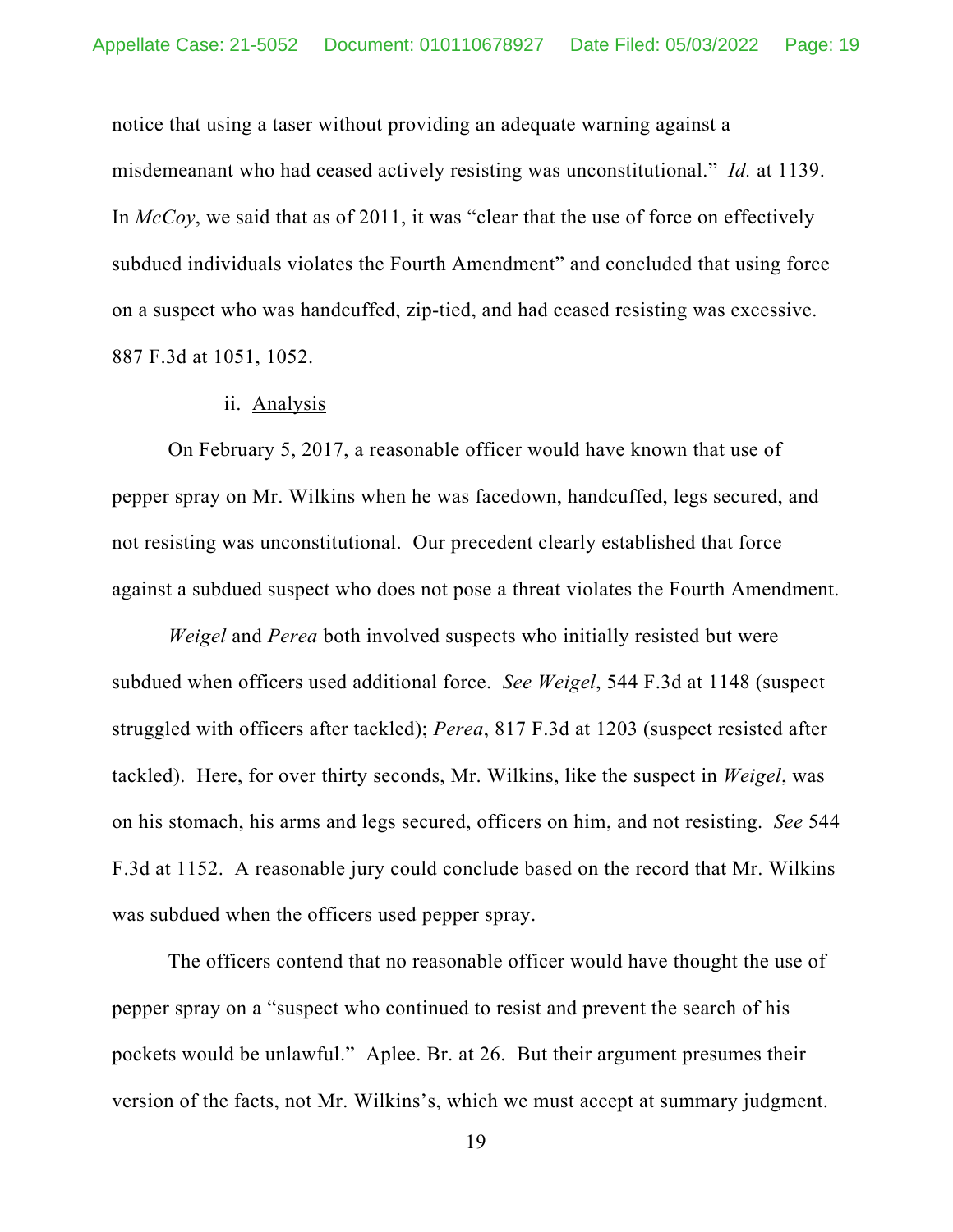notice that using a taser without providing an adequate warning against a misdemeanant who had ceased actively resisting was unconstitutional." *Id.* at 1139. In *McCoy*, we said that as of 2011, it was "clear that the use of force on effectively subdued individuals violates the Fourth Amendment" and concluded that using force on a suspect who was handcuffed, zip-tied, and had ceased resisting was excessive. 887 F.3d at 1051, 1052.

ii. <u>Analysis</u>

On February 5, 2017, a reasonable officer would have known that use of pepper spray on Mr. Wilkins when he was facedown, handcuffed, legs secured, and not resisting was unconstitutional. Our precedent clearly established that force against a subdued suspect who does not pose a threat violates the Fourth Amendment.

*Weigel* and *Perea* both involved suspects who initially resisted but were subdued when officers used additional force. *See Weigel*, 544 F.3d at 1148 (suspect struggled with officers after tackled); *Perea*, 817 F.3d at 1203 (suspect resisted after tackled). Here, for over thirty seconds, Mr. Wilkins, like the suspect in *Weigel*, was on his stomach, his arms and legs secured, officers on him, and not resisting. *See* 544 F.3d at 1152. A reasonable jury could conclude based on the record that Mr. Wilkins was subdued when the officers used pepper spray.

The officers contend that no reasonable officer would have thought the use of pepper spray on a "suspect who continued to resist and prevent the search of his pockets would be unlawful." Aplee. Br. at 26. But their argument presumes their version of the facts, not Mr. Wilkins's, which we must accept at summary judgment.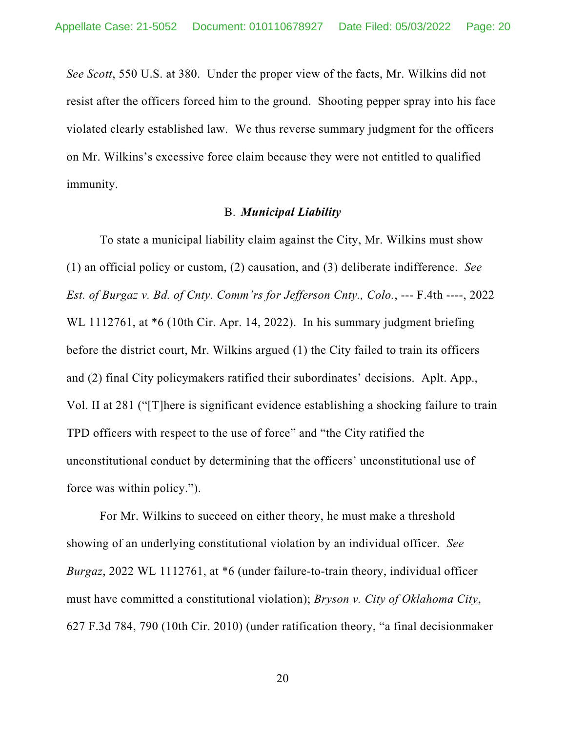*See Scott*, 550 U.S. at 380. Under the proper view of the facts, Mr. Wilkins did not resist after the officers forced him to the ground. Shooting pepper spray into his face violated clearly established law. We thus reverse summary judgment for the officers on Mr. Wilkins's excessive force claim because they were not entitled to qualified immunity.

### B. *Municipal Liability*

To state a municipal liability claim against the City, Mr. Wilkins must show (1) an official policy or custom, (2) causation, and (3) deliberate indifference. *See Est. of Burgaz v. Bd. of Cnty. Comm'rs for Jefferson Cnty., Colo.*, --- F.4th ----, 2022 WL 1112761, at *6 (10th Cir. Apr. 14, 2022). In his summary judgment briefing before the district court, Mr. Wilkins argued (1) the City failed to train its officers and (2) final City policymakers ratified their subordinates' decisions. Aplt. App., Vol. II at 281 ("[T]here is significant evidence establishing a shocking failure to train TPD officers with respect to the use of force" and "the City ratified the unconstitutional conduct by determining that the officers' unconstitutional use of force was within policy.").

For Mr. Wilkins to succeed on either theory, he must make a threshold showing of an underlying constitutional violation by an individual officer. *See Burgaz*, 2022 WL 1112761, at *6 (under failure-to-train theory, individual officer must have committed a constitutional violation); *Bryson v. City of Oklahoma City*, 627 F.3d 784, 790 (10th Cir. 2010) (under ratification theory, "a final decisionmaker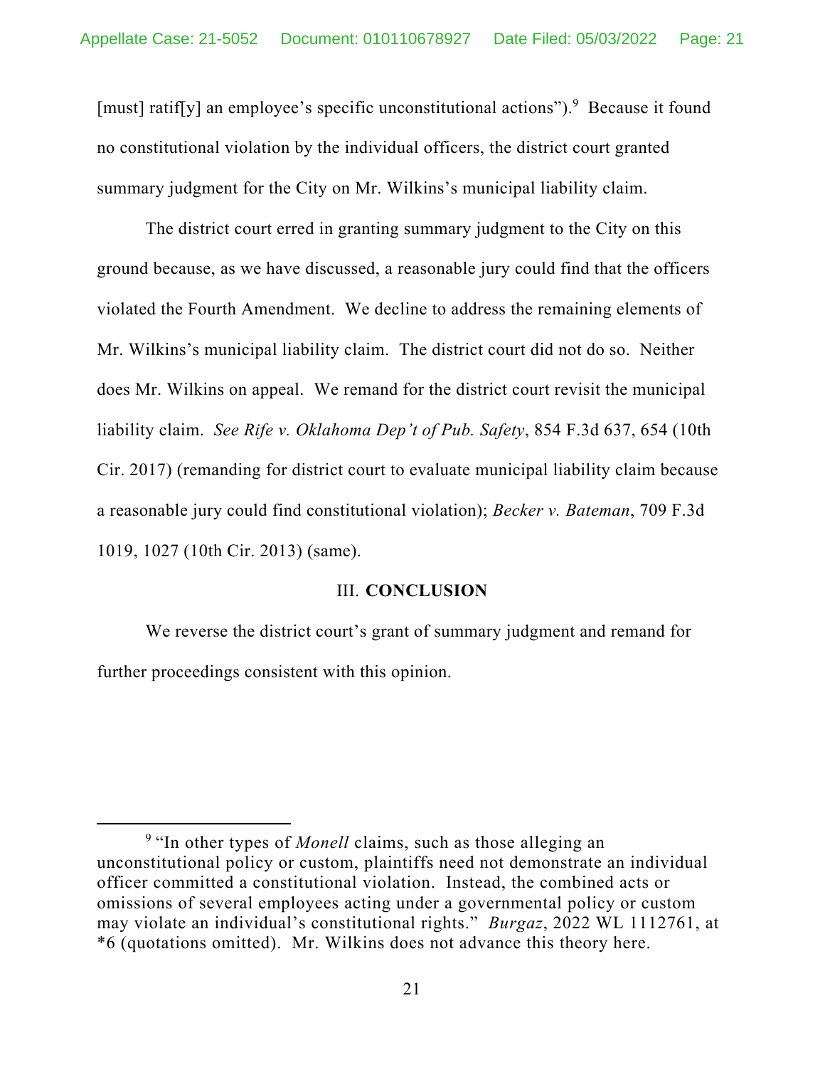[must] ratif[y] an employee's specific unconstitutional actions").[9] Because it found no constitutional violation by the individual officers, the district court granted summary judgment for the City on Mr. Wilkins's municipal liability claim.

The district court erred in granting summary judgment to the City on this ground because, as we have discussed, a reasonable jury could find that the officers violated the Fourth Amendment. We decline to address the remaining elements of Mr. Wilkins's municipal liability claim. The district court did not do so. Neither does Mr. Wilkins on appeal. We remand for the district court revisit the municipal liability claim. *See Rife v. Oklahoma Dep't of Pub. Safety*, 854 F.3d 637, 654 (10th Cir. 2017) (remanding for district court to evaluate municipal liability claim because a reasonable jury could find constitutional violation); *Becker v. Bateman*, 709 F.3d 1019, 1027 (10th Cir. 2013) (same).

## III. **CONCLUSION**

We reverse the district court's grant of summary judgment and remand for further proceedings consistent with this opinion.

---

[9] "In other types of *Monell* claims, such as those alleging an unconstitutional policy or custom, plaintiffs need not demonstrate an individual officer committed a constitutional violation. Instead, the combined acts or omissions of several employees acting under a governmental policy or custom may violate an individual's constitutional rights." *Burgaz*, 2022 WL 1112761, at *6 (quotations omitted). Mr. Wilkins does not advance this theory here.